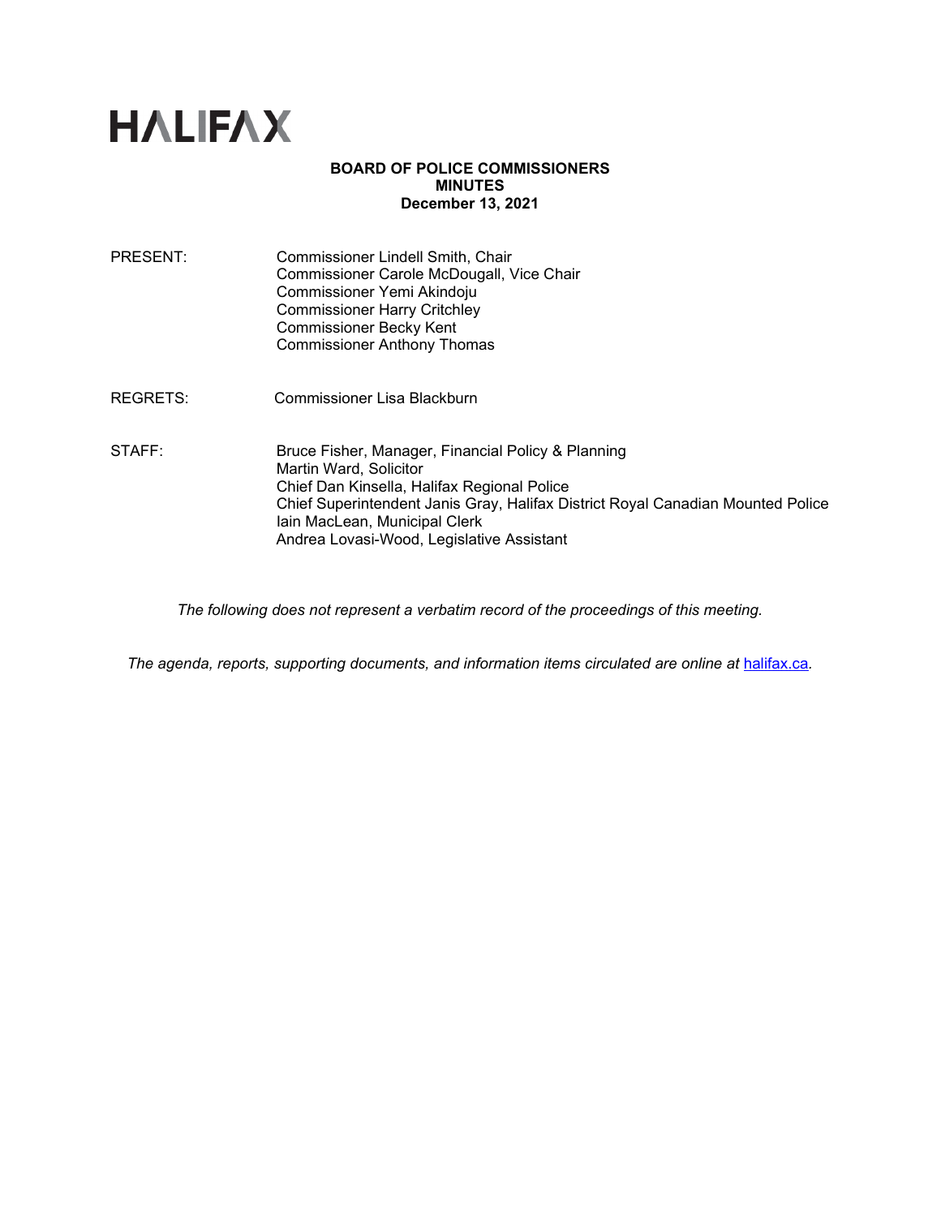# HALIFAX

**BOARD OF POLICE COMMISSIONERS**
**MINUTES**
**December 13, 2021**

PRESENT: Commissioner Lindell Smith, Chair
Commissioner Carole McDougall, Vice Chair
Commissioner Yemi Akindoju
Commissioner Harry Critchley
Commissioner Becky Kent
Commissioner Anthony Thomas

REGRETS: Commissioner Lisa Blackburn

STAFF: Bruce Fisher, Manager, Financial Policy & Planning
Martin Ward, Solicitor
Chief Dan Kinsella, Halifax Regional Police
Chief Superintendent Janis Gray, Halifax District Royal Canadian Mounted Police
Iain MacLean, Municipal Clerk
Andrea Lovasi-Wood, Legislative Assistant

*The following does not represent a verbatim record of the proceedings of this meeting.*

*The agenda, reports, supporting documents, and information items circulated are online at* halifax.ca*.*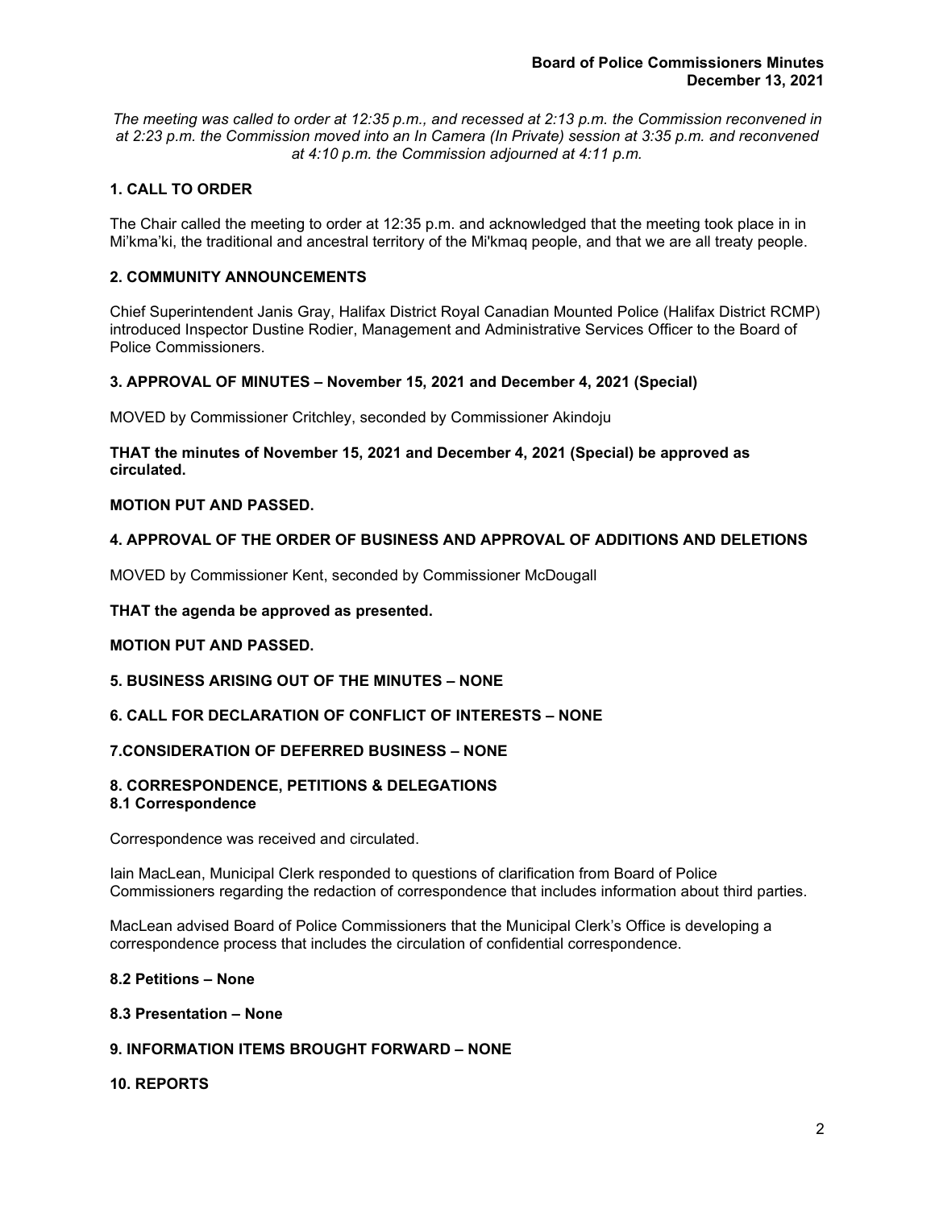*The meeting was called to order at 12:35 p.m., and recessed at 2:13 p.m. the Commission reconvened in at 2:23 p.m. the Commission moved into an In Camera (In Private) session at 3:35 p.m. and reconvened at 4:10 p.m. the Commission adjourned at 4:11 p.m.*

## 1. CALL TO ORDER

The Chair called the meeting to order at 12:35 p.m. and acknowledged that the meeting took place in in Mi'kma'ki, the traditional and ancestral territory of the Mi'kmaq people, and that we are all treaty people.

## 2. COMMUNITY ANNOUNCEMENTS

Chief Superintendent Janis Gray, Halifax District Royal Canadian Mounted Police (Halifax District RCMP) introduced Inspector Dustine Rodier, Management and Administrative Services Officer to the Board of Police Commissioners.

## 3. APPROVAL OF MINUTES – November 15, 2021 and December 4, 2021 (Special)

MOVED by Commissioner Critchley, seconded by Commissioner Akindoju

**THAT the minutes of November 15, 2021 and December 4, 2021 (Special) be approved as circulated.**

**MOTION PUT AND PASSED.**

## 4. APPROVAL OF THE ORDER OF BUSINESS AND APPROVAL OF ADDITIONS AND DELETIONS

MOVED by Commissioner Kent, seconded by Commissioner McDougall

**THAT the agenda be approved as presented.**

**MOTION PUT AND PASSED.**

## 5. BUSINESS ARISING OUT OF THE MINUTES – NONE

## 6. CALL FOR DECLARATION OF CONFLICT OF INTERESTS – NONE

## 7.CONSIDERATION OF DEFERRED BUSINESS – NONE

## 8. CORRESPONDENCE, PETITIONS & DELEGATIONS

### 8.1 Correspondence

Correspondence was received and circulated.

Iain MacLean, Municipal Clerk responded to questions of clarification from Board of Police Commissioners regarding the redaction of correspondence that includes information about third parties.

MacLean advised Board of Police Commissioners that the Municipal Clerk's Office is developing a correspondence process that includes the circulation of confidential correspondence.

### 8.2 Petitions – None

### 8.3 Presentation – None

## 9. INFORMATION ITEMS BROUGHT FORWARD – NONE

## 10. REPORTS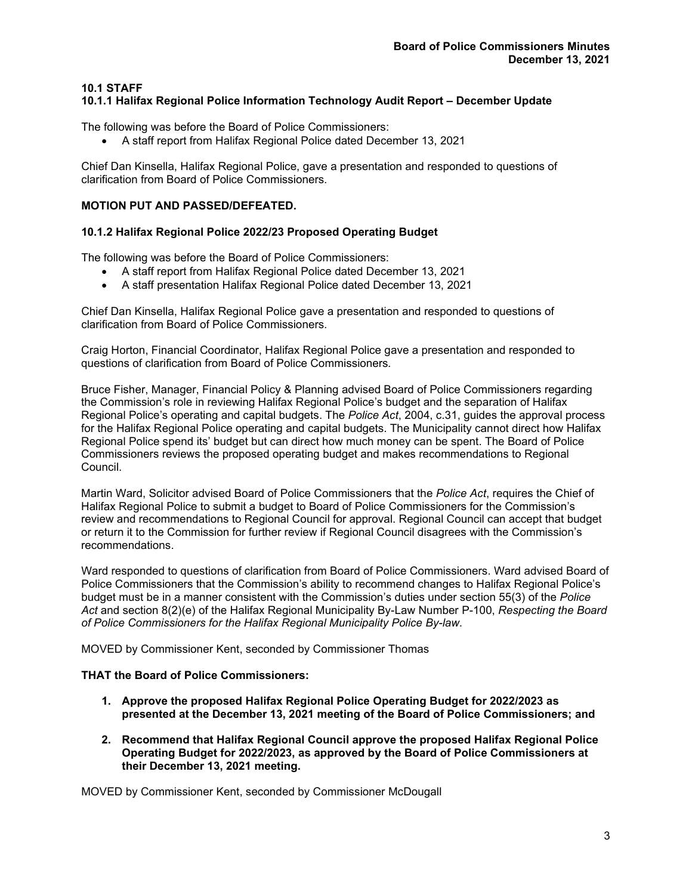## 10.1 STAFF

### 10.1.1 Halifax Regional Police Information Technology Audit Report – December Update

The following was before the Board of Police Commissioners:

- A staff report from Halifax Regional Police dated December 13, 2021

Chief Dan Kinsella, Halifax Regional Police, gave a presentation and responded to questions of clarification from Board of Police Commissioners.

**MOTION PUT AND PASSED/DEFEATED.**

### 10.1.2 Halifax Regional Police 2022/23 Proposed Operating Budget

The following was before the Board of Police Commissioners:

- A staff report from Halifax Regional Police dated December 13, 2021
- A staff presentation Halifax Regional Police dated December 13, 2021

Chief Dan Kinsella, Halifax Regional Police gave a presentation and responded to questions of clarification from Board of Police Commissioners.

Craig Horton, Financial Coordinator, Halifax Regional Police gave a presentation and responded to questions of clarification from Board of Police Commissioners.

Bruce Fisher, Manager, Financial Policy & Planning advised Board of Police Commissioners regarding the Commission's role in reviewing Halifax Regional Police's budget and the separation of Halifax Regional Police's operating and capital budgets. The *Police Act*, 2004, c.31, guides the approval process for the Halifax Regional Police operating and capital budgets. The Municipality cannot direct how Halifax Regional Police spend its' budget but can direct how much money can be spent. The Board of Police Commissioners reviews the proposed operating budget and makes recommendations to Regional Council.

Martin Ward, Solicitor advised Board of Police Commissioners that the *Police Act*, requires the Chief of Halifax Regional Police to submit a budget to Board of Police Commissioners for the Commission's review and recommendations to Regional Council for approval. Regional Council can accept that budget or return it to the Commission for further review if Regional Council disagrees with the Commission's recommendations.

Ward responded to questions of clarification from Board of Police Commissioners. Ward advised Board of Police Commissioners that the Commission's ability to recommend changes to Halifax Regional Police's budget must be in a manner consistent with the Commission's duties under section 55(3) of the *Police Act* and section 8(2)(e) of the Halifax Regional Municipality By-Law Number P-100, *Respecting the Board of Police Commissioners for the Halifax Regional Municipality Police By-law*.

MOVED by Commissioner Kent, seconded by Commissioner Thomas

**THAT the Board of Police Commissioners:**

1. **Approve the proposed Halifax Regional Police Operating Budget for 2022/2023 as presented at the December 13, 2021 meeting of the Board of Police Commissioners; and**
2. **Recommend that Halifax Regional Council approve the proposed Halifax Regional Police Operating Budget for 2022/2023, as approved by the Board of Police Commissioners at their December 13, 2021 meeting.**

MOVED by Commissioner Kent, seconded by Commissioner McDougall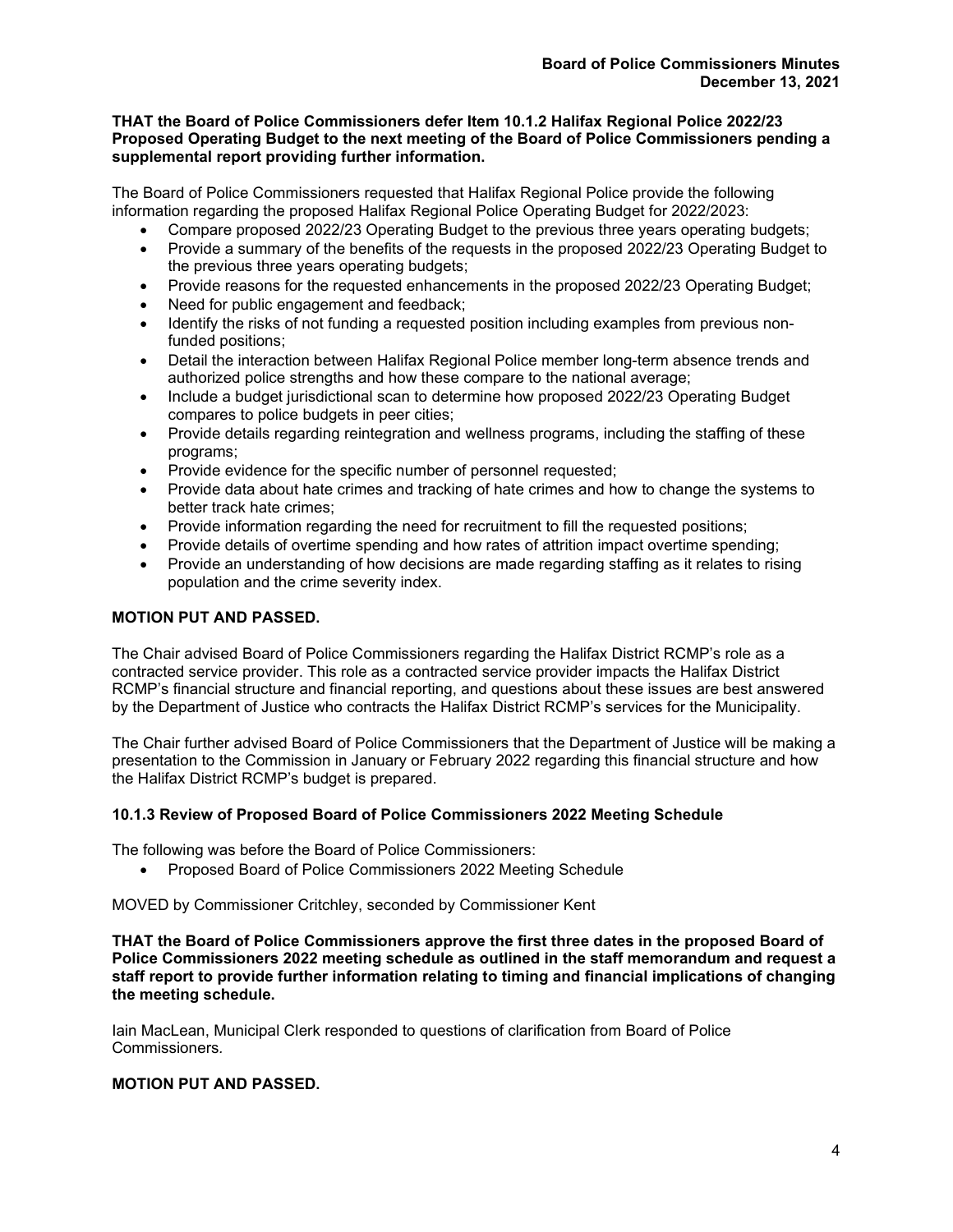**THAT the Board of Police Commissioners defer Item 10.1.2 Halifax Regional Police 2022/23 Proposed Operating Budget to the next meeting of the Board of Police Commissioners pending a supplemental report providing further information.**

The Board of Police Commissioners requested that Halifax Regional Police provide the following information regarding the proposed Halifax Regional Police Operating Budget for 2022/2023:

- Compare proposed 2022/23 Operating Budget to the previous three years operating budgets;
- Provide a summary of the benefits of the requests in the proposed 2022/23 Operating Budget to the previous three years operating budgets;
- Provide reasons for the requested enhancements in the proposed 2022/23 Operating Budget;
- Need for public engagement and feedback;
- Identify the risks of not funding a requested position including examples from previous non-funded positions;
- Detail the interaction between Halifax Regional Police member long-term absence trends and authorized police strengths and how these compare to the national average;
- Include a budget jurisdictional scan to determine how proposed 2022/23 Operating Budget compares to police budgets in peer cities;
- Provide details regarding reintegration and wellness programs, including the staffing of these programs;
- Provide evidence for the specific number of personnel requested;
- Provide data about hate crimes and tracking of hate crimes and how to change the systems to better track hate crimes;
- Provide information regarding the need for recruitment to fill the requested positions;
- Provide details of overtime spending and how rates of attrition impact overtime spending;
- Provide an understanding of how decisions are made regarding staffing as it relates to rising population and the crime severity index.

**MOTION PUT AND PASSED.**

The Chair advised Board of Police Commissioners regarding the Halifax District RCMP's role as a contracted service provider. This role as a contracted service provider impacts the Halifax District RCMP's financial structure and financial reporting, and questions about these issues are best answered by the Department of Justice who contracts the Halifax District RCMP's services for the Municipality.

The Chair further advised Board of Police Commissioners that the Department of Justice will be making a presentation to the Commission in January or February 2022 regarding this financial structure and how the Halifax District RCMP's budget is prepared.

### 10.1.3 Review of Proposed Board of Police Commissioners 2022 Meeting Schedule

The following was before the Board of Police Commissioners:

- Proposed Board of Police Commissioners 2022 Meeting Schedule

MOVED by Commissioner Critchley, seconded by Commissioner Kent

**THAT the Board of Police Commissioners approve the first three dates in the proposed Board of Police Commissioners 2022 meeting schedule as outlined in the staff memorandum and request a staff report to provide further information relating to timing and financial implications of changing the meeting schedule.**

Iain MacLean, Municipal Clerk responded to questions of clarification from Board of Police Commissioners.

**MOTION PUT AND PASSED.**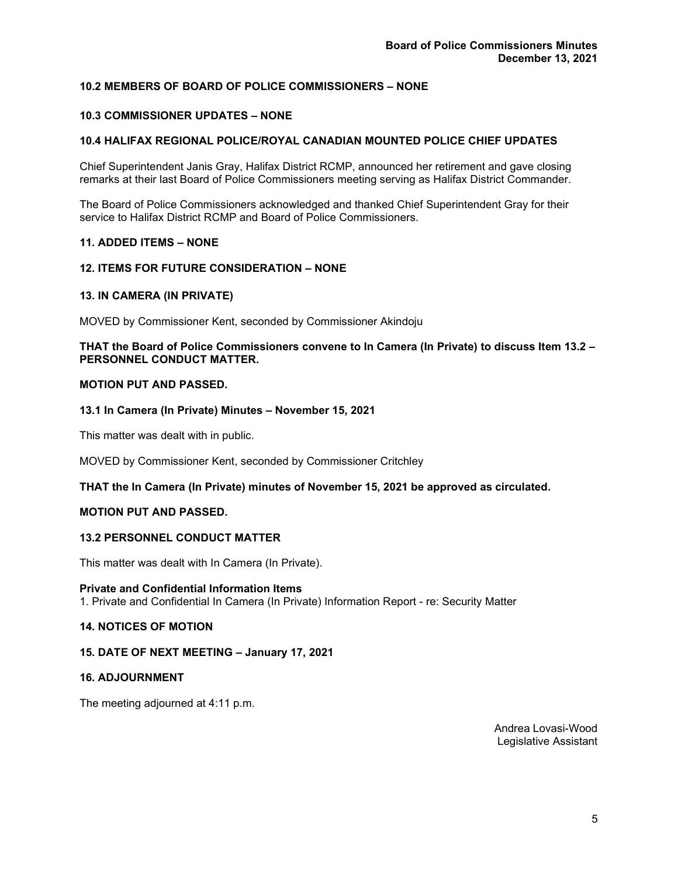### 10.2 MEMBERS OF BOARD OF POLICE COMMISSIONERS – NONE

### 10.3 COMMISSIONER UPDATES – NONE

### 10.4 HALIFAX REGIONAL POLICE/ROYAL CANADIAN MOUNTED POLICE CHIEF UPDATES

Chief Superintendent Janis Gray, Halifax District RCMP, announced her retirement and gave closing remarks at their last Board of Police Commissioners meeting serving as Halifax District Commander.

The Board of Police Commissioners acknowledged and thanked Chief Superintendent Gray for their service to Halifax District RCMP and Board of Police Commissioners.

### 11. ADDED ITEMS – NONE

### 12. ITEMS FOR FUTURE CONSIDERATION – NONE

### 13. IN CAMERA (IN PRIVATE)

MOVED by Commissioner Kent, seconded by Commissioner Akindoju

**THAT the Board of Police Commissioners convene to In Camera (In Private) to discuss Item 13.2 – PERSONNEL CONDUCT MATTER.**

**MOTION PUT AND PASSED.**

#### 13.1 In Camera (In Private) Minutes – November 15, 2021

This matter was dealt with in public.

MOVED by Commissioner Kent, seconded by Commissioner Critchley

**THAT the In Camera (In Private) minutes of November 15, 2021 be approved as circulated.**

**MOTION PUT AND PASSED.**

#### 13.2 PERSONNEL CONDUCT MATTER

This matter was dealt with In Camera (In Private).

**Private and Confidential Information Items**

1. Private and Confidential In Camera (In Private) Information Report - re: Security Matter

### 14. NOTICES OF MOTION

### 15. DATE OF NEXT MEETING – January 17, 2021

### 16. ADJOURNMENT

The meeting adjourned at 4:11 p.m.

Andrea Lovasi-Wood
Legislative Assistant